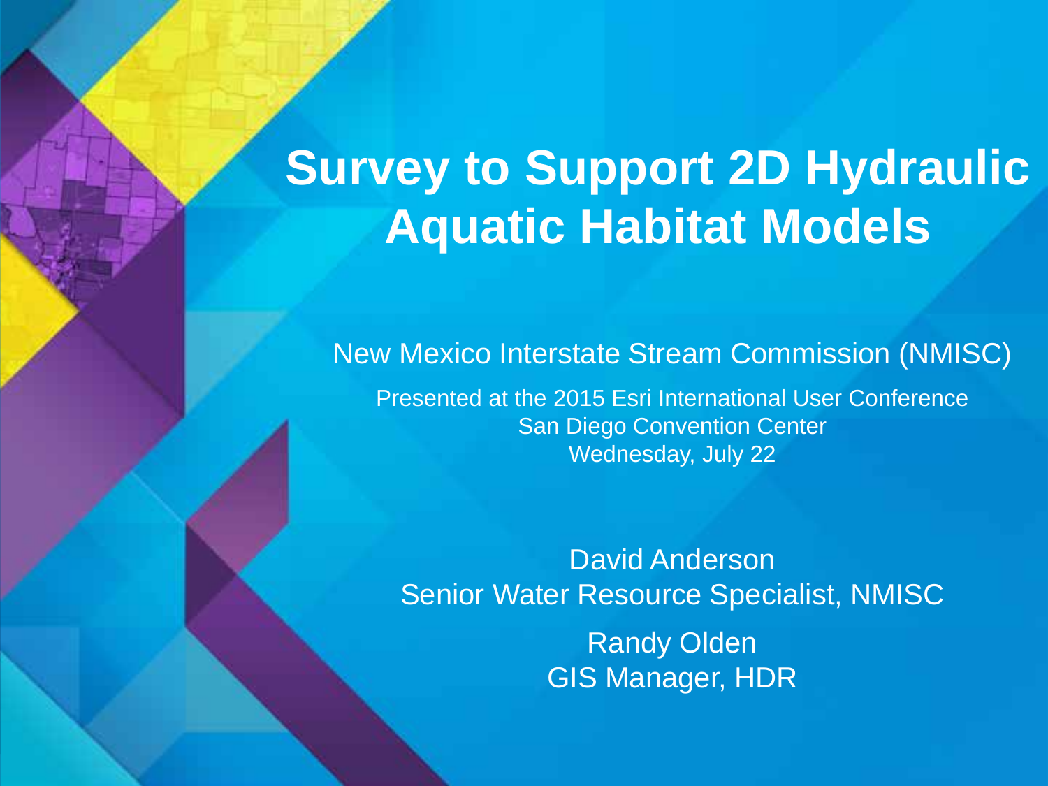# Survey to Support 2D Hydraulic Aquatic Habitat Models

New Mexico Interstate Stream Commission (NMISC)

Presented at the 2015 Esri International User Conference
San Diego Convention Center
Wednesday, July 22

David Anderson
Senior Water Resource Specialist, NMISC

Randy Olden
GIS Manager, HDR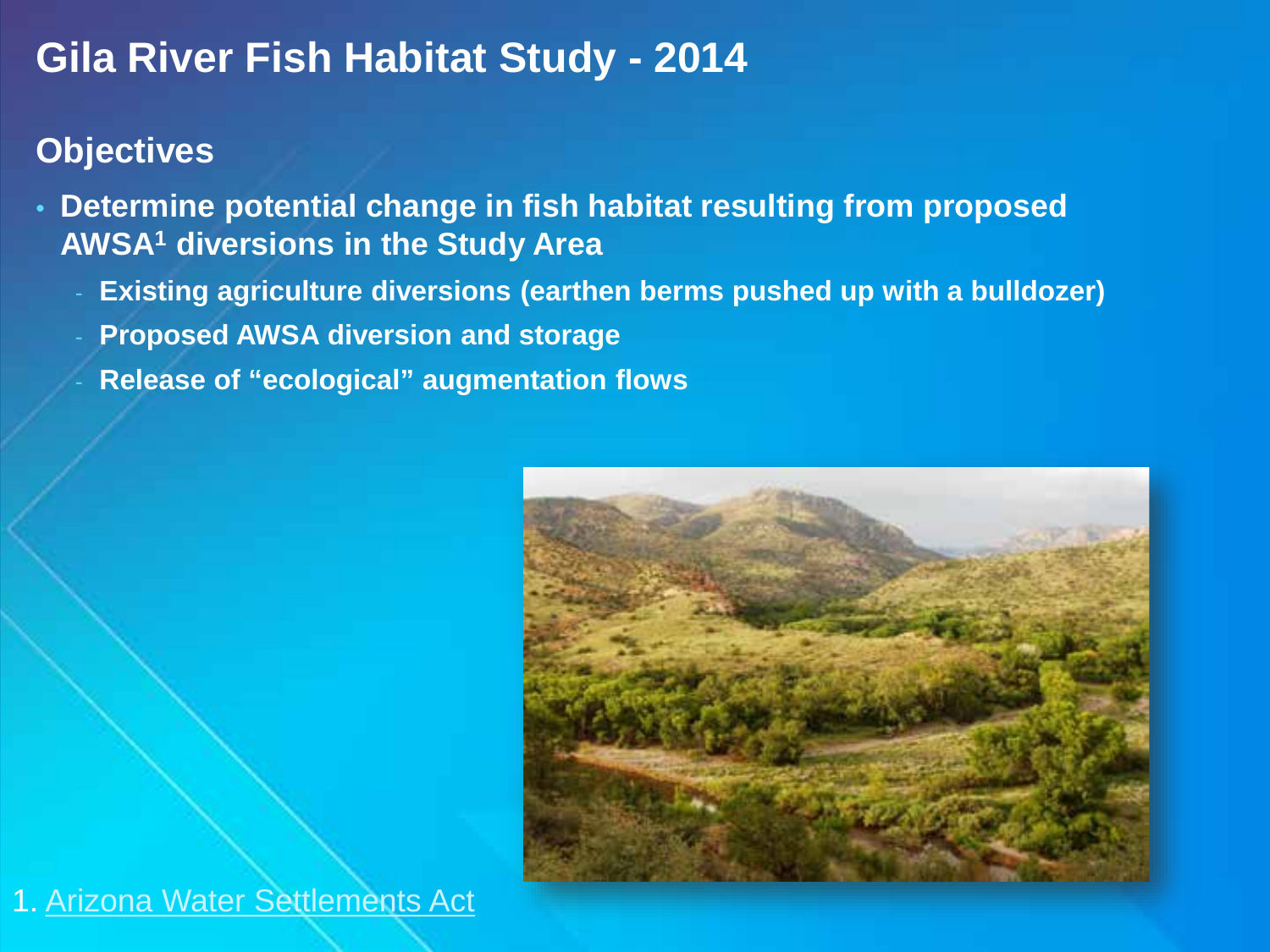# Gila River Fish Habitat Study - 2014

## Objectives

- Determine potential change in fish habitat resulting from proposed AWSA[1] diversions in the Study Area
  - Existing agriculture diversions (earthen berms pushed up with a bulldozer)
  - Proposed AWSA diversion and storage
  - Release of "ecological" augmentation flows

1. Arizona Water Settlements Act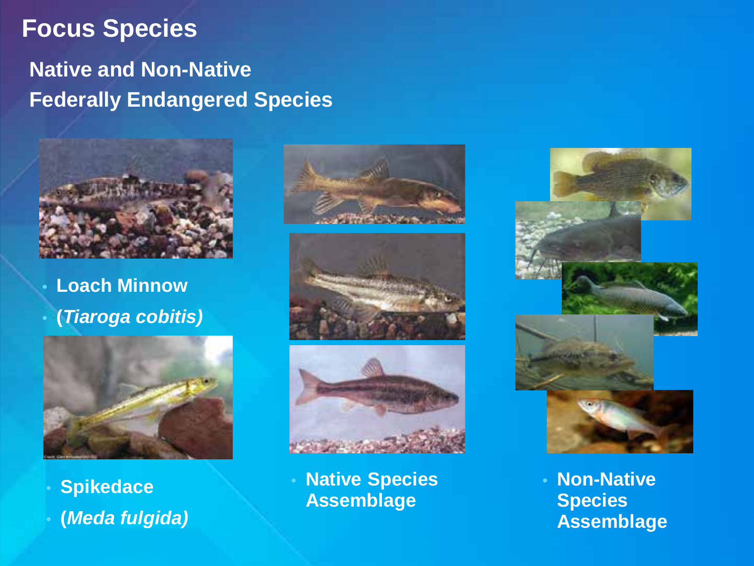# Focus Species

## Native and Non-Native

## Federally Endangered Species

- Loach Minnow
- (*Tiaroga cobitis)*

- Spikedace
- (*Meda fulgida)*

- Native Species Assemblage

- Non-Native Species Assemblage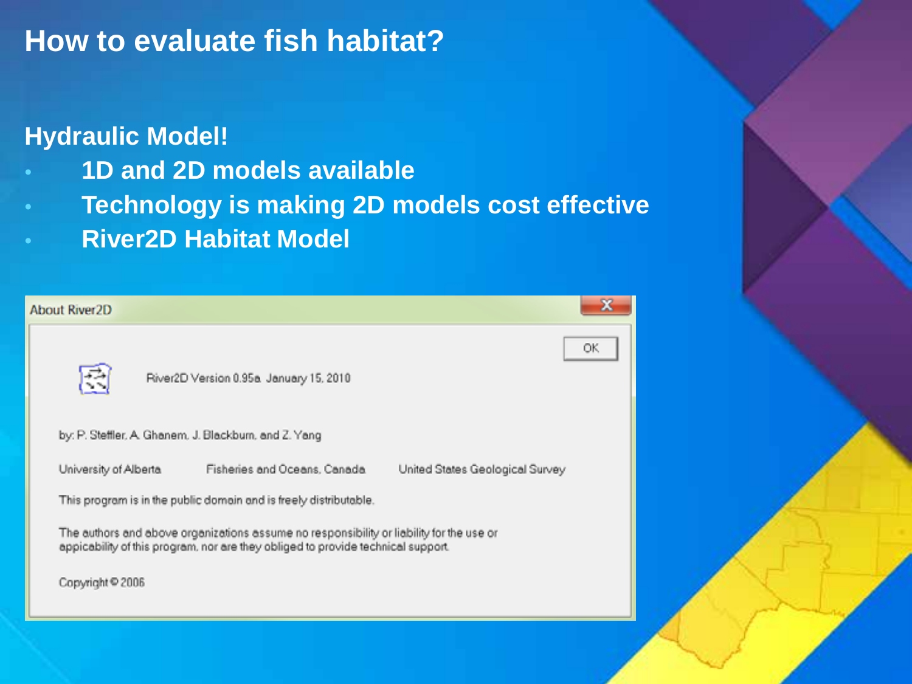# How to evaluate fish habitat?

**Hydraulic Model!**

- **1D and 2D models available**
- **Technology is making 2D models cost effective**
- **River2D Habitat Model**

About River2D

River2D Version 0.95a January 15, 2010

by: P. Steffler, A. Ghanem, J. Blackburn, and Z. Yang

University of Alberta — Fisheries and Oceans, Canada — United States Geological Survey

This program is in the public domain and is freely distributable.

The authors and above organizations assume no responsibility or liability for the use or appicability of this program, nor are they obliged to provide technical support.

Copyright © 2006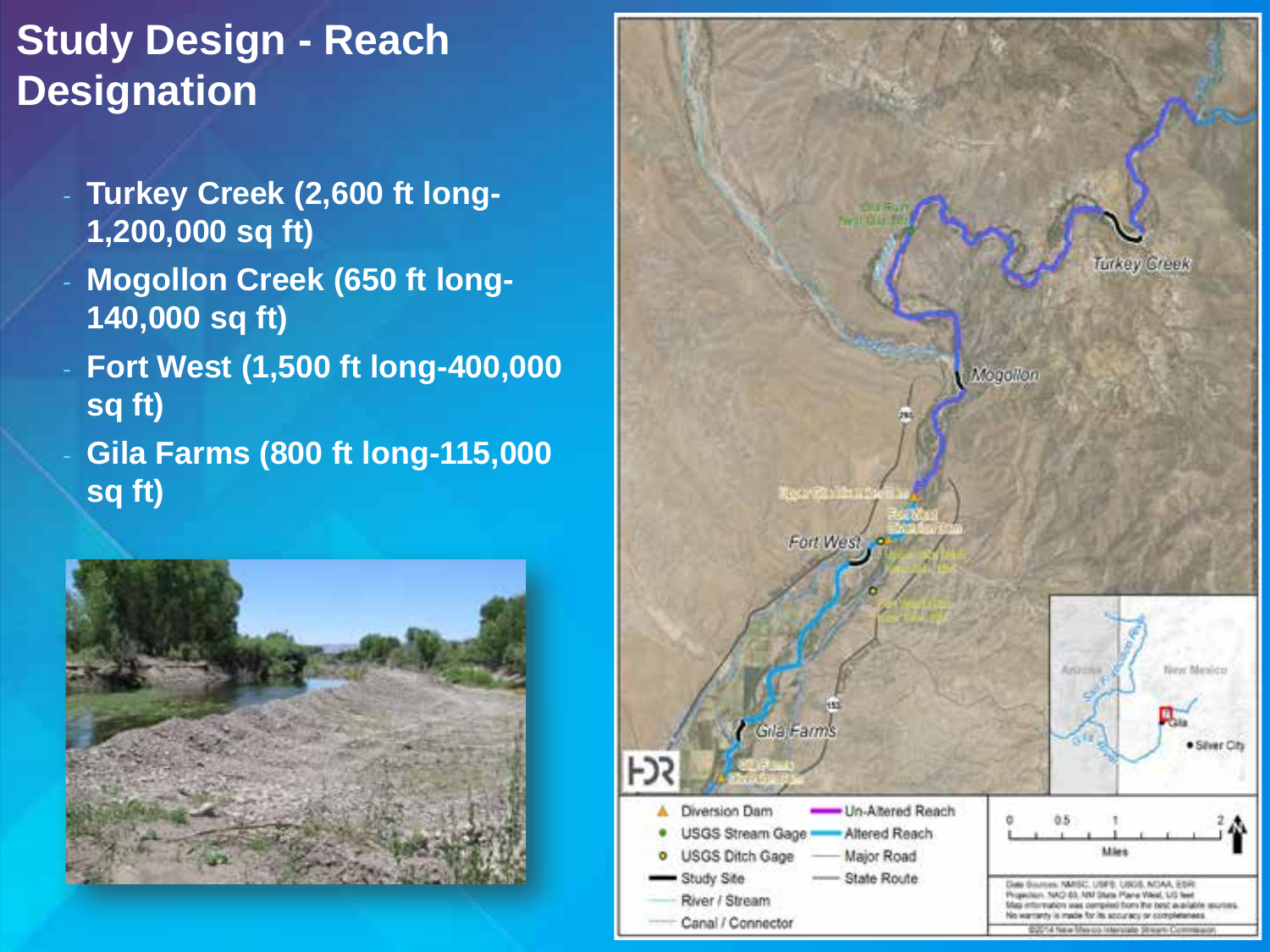# Study Design - Reach Designation

- Turkey Creek (2,600 ft long-1,200,000 sq ft)
- Mogollon Creek (650 ft long-140,000 sq ft)
- Fort West (1,500 ft long-400,000 sq ft)
- Gila Farms (800 ft long-115,000 sq ft)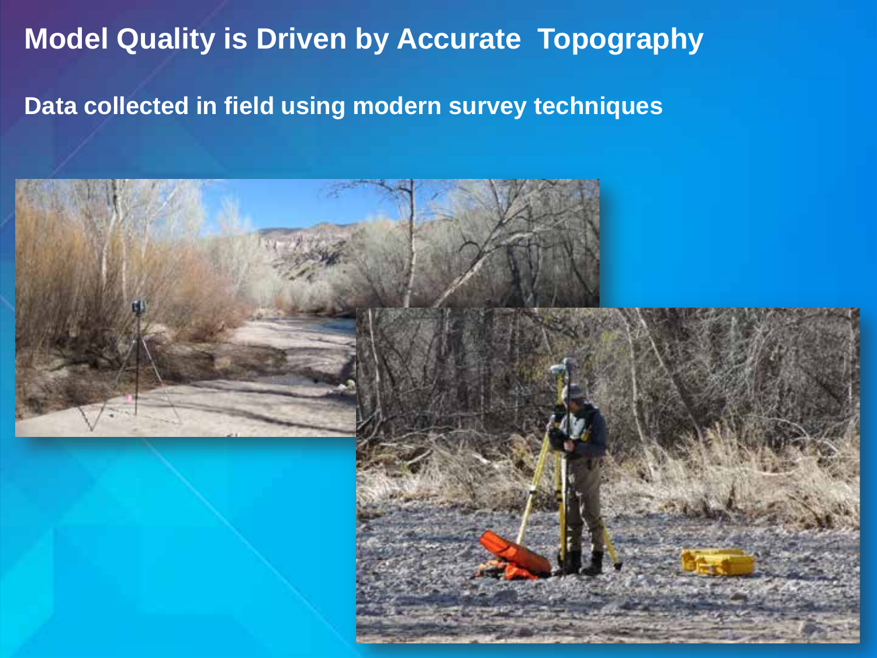# Model Quality is Driven by Accurate Topography

**Data collected in field using modern survey techniques**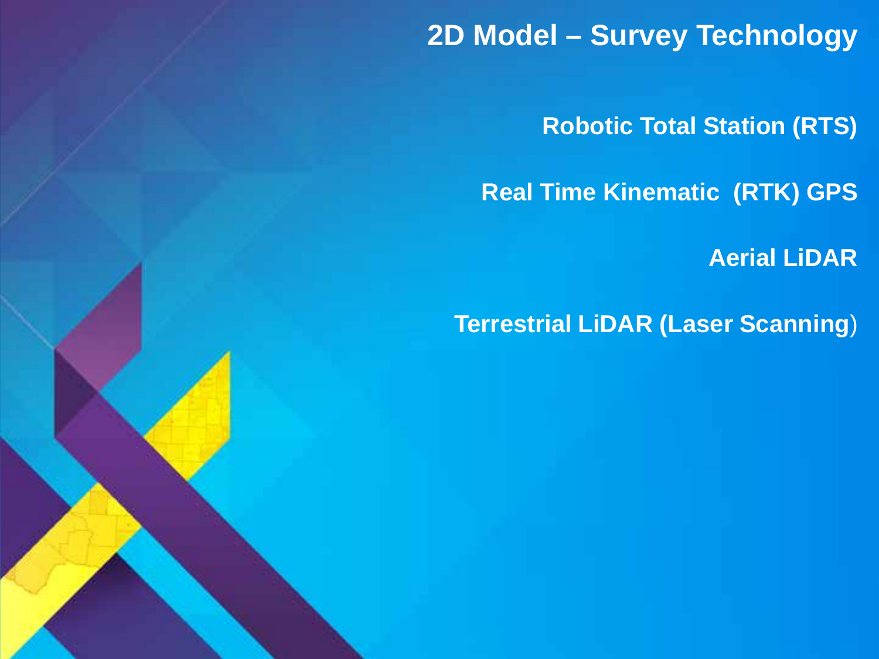# 2D Model – Survey Technology

**Robotic Total Station (RTS)**

**Real Time Kinematic (RTK) GPS**

**Aerial LiDAR**

**Terrestrial LiDAR (Laser Scanning)**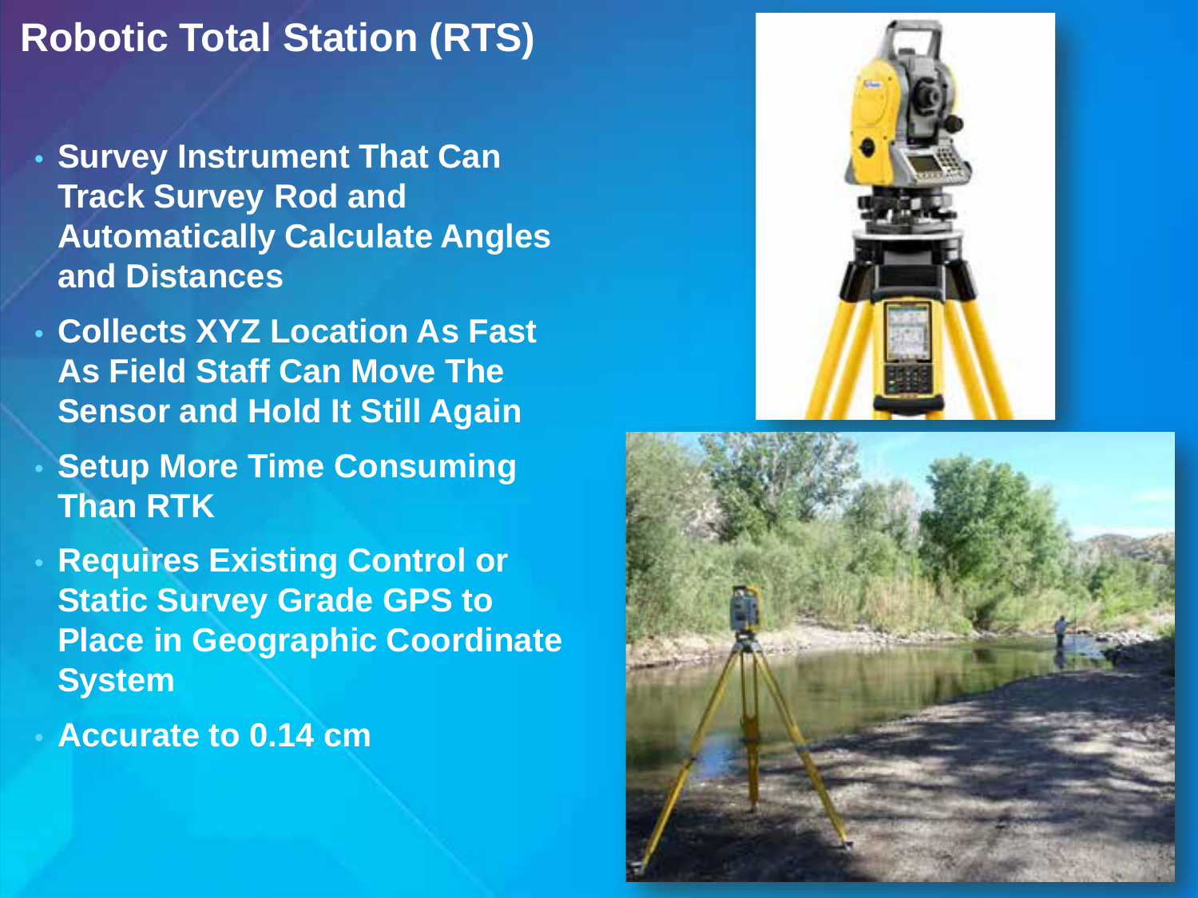# Robotic Total Station (RTS)

- **Survey Instrument That Can Track Survey Rod and Automatically Calculate Angles and Distances**
- **Collects XYZ Location As Fast As Field Staff Can Move The Sensor and Hold It Still Again**
- **Setup More Time Consuming Than RTK**
- **Requires Existing Control or Static Survey Grade GPS to Place in Geographic Coordinate System**
- **Accurate to 0.14 cm**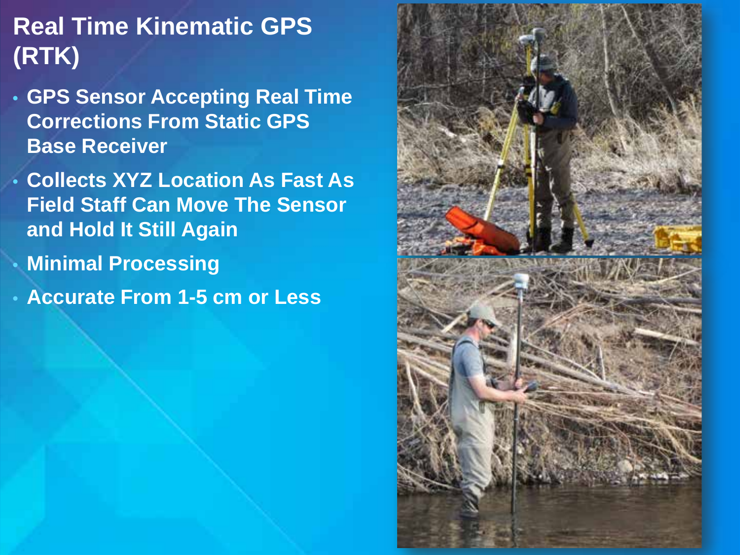# Real Time Kinematic GPS (RTK)

- GPS Sensor Accepting Real Time Corrections From Static GPS Base Receiver
- Collects XYZ Location As Fast As Field Staff Can Move The Sensor and Hold It Still Again
- Minimal Processing
- Accurate From 1-5 cm or Less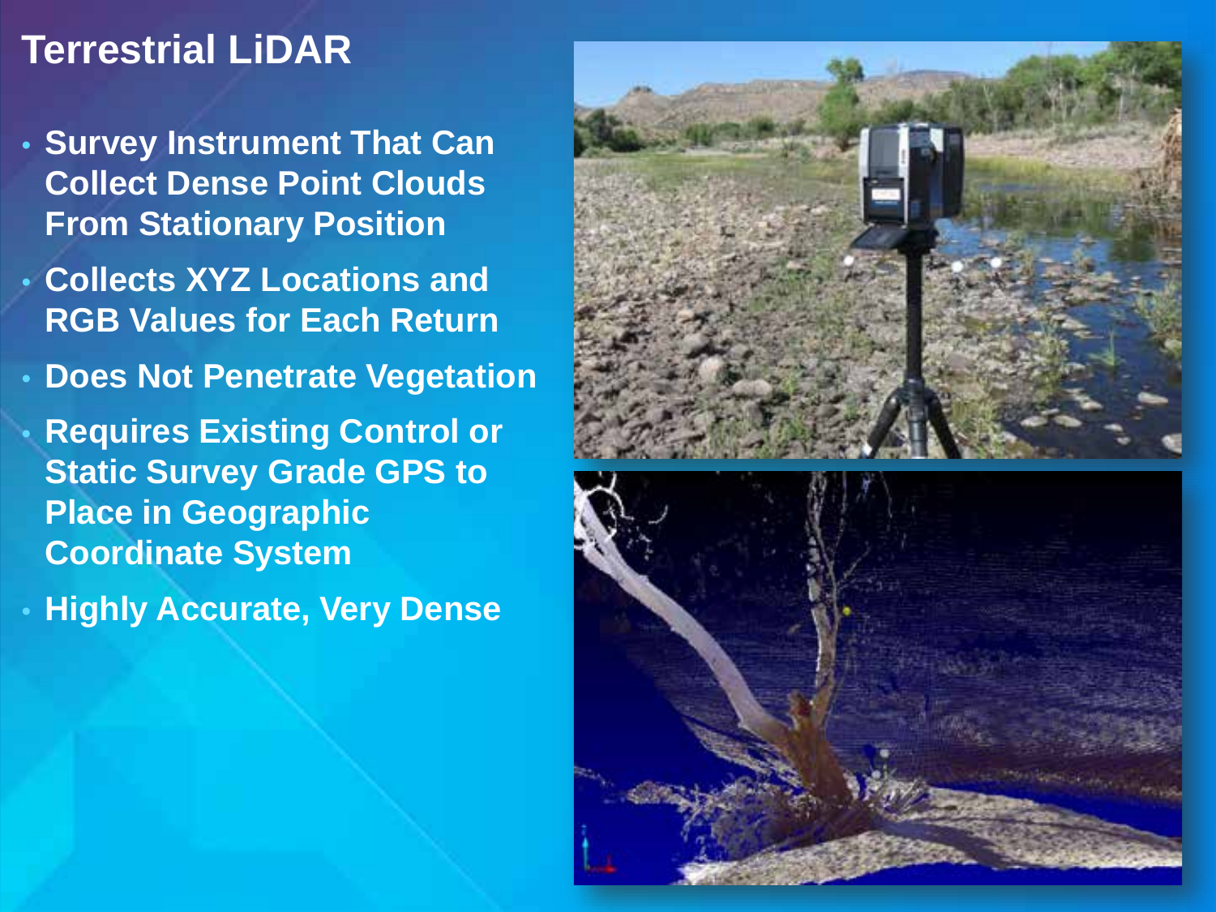# Terrestrial LiDAR

- Survey Instrument That Can Collect Dense Point Clouds From Stationary Position
- Collects XYZ Locations and RGB Values for Each Return
- Does Not Penetrate Vegetation
- Requires Existing Control or Static Survey Grade GPS to Place in Geographic Coordinate System
- Highly Accurate, Very Dense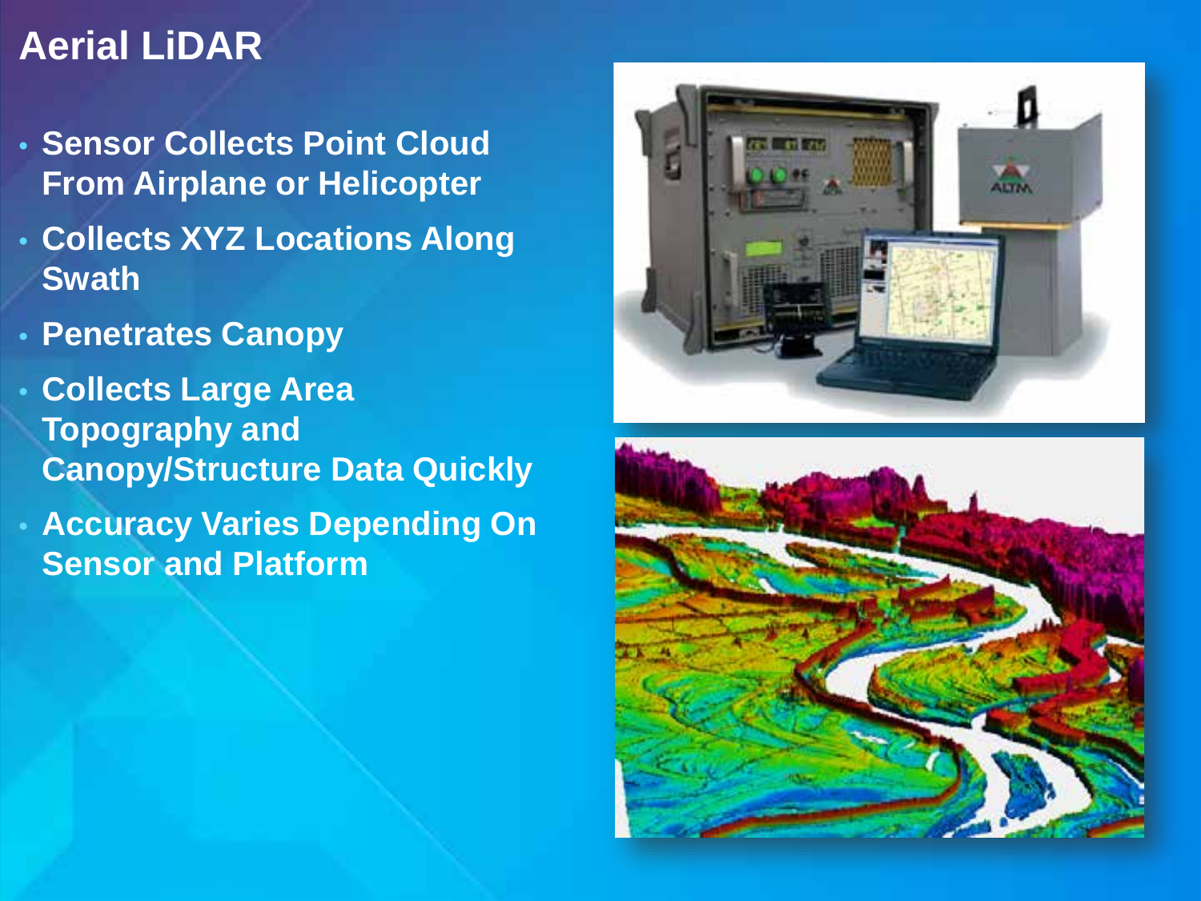# Aerial LiDAR

- Sensor Collects Point Cloud From Airplane or Helicopter
- Collects XYZ Locations Along Swath
- Penetrates Canopy
- Collects Large Area Topography and Canopy/Structure Data Quickly
- Accuracy Varies Depending On Sensor and Platform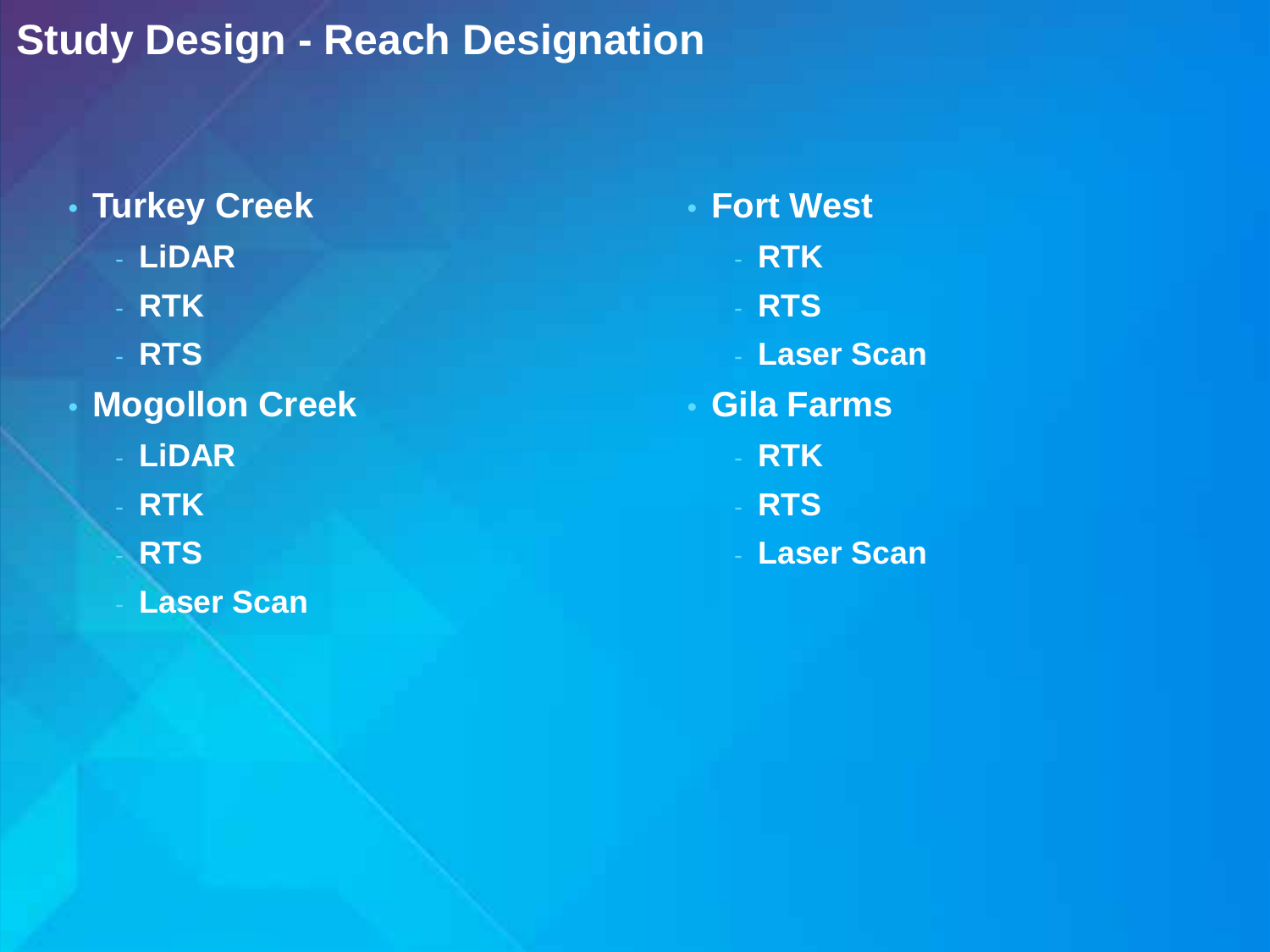# Study Design - Reach Designation

- **Turkey Creek**
  - **LiDAR**
  - **RTK**
  - **RTS**
- **Mogollon Creek**
  - **LiDAR**
  - **RTK**
  - **RTS**
  - **Laser Scan**
- **Fort West**
  - **RTK**
  - **RTS**
  - **Laser Scan**
- **Gila Farms**
  - **RTK**
  - **RTS**
  - **Laser Scan**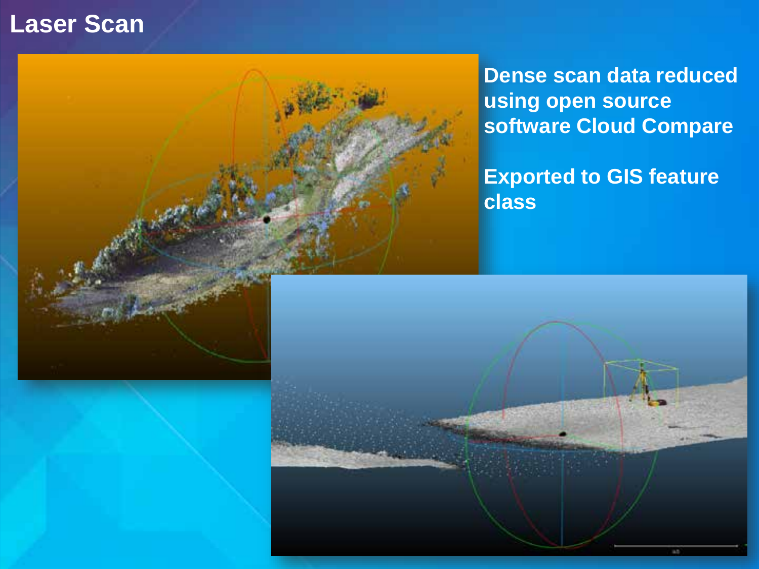# Laser Scan

**Dense scan data reduced using open source software Cloud Compare**

**Exported to GIS feature class**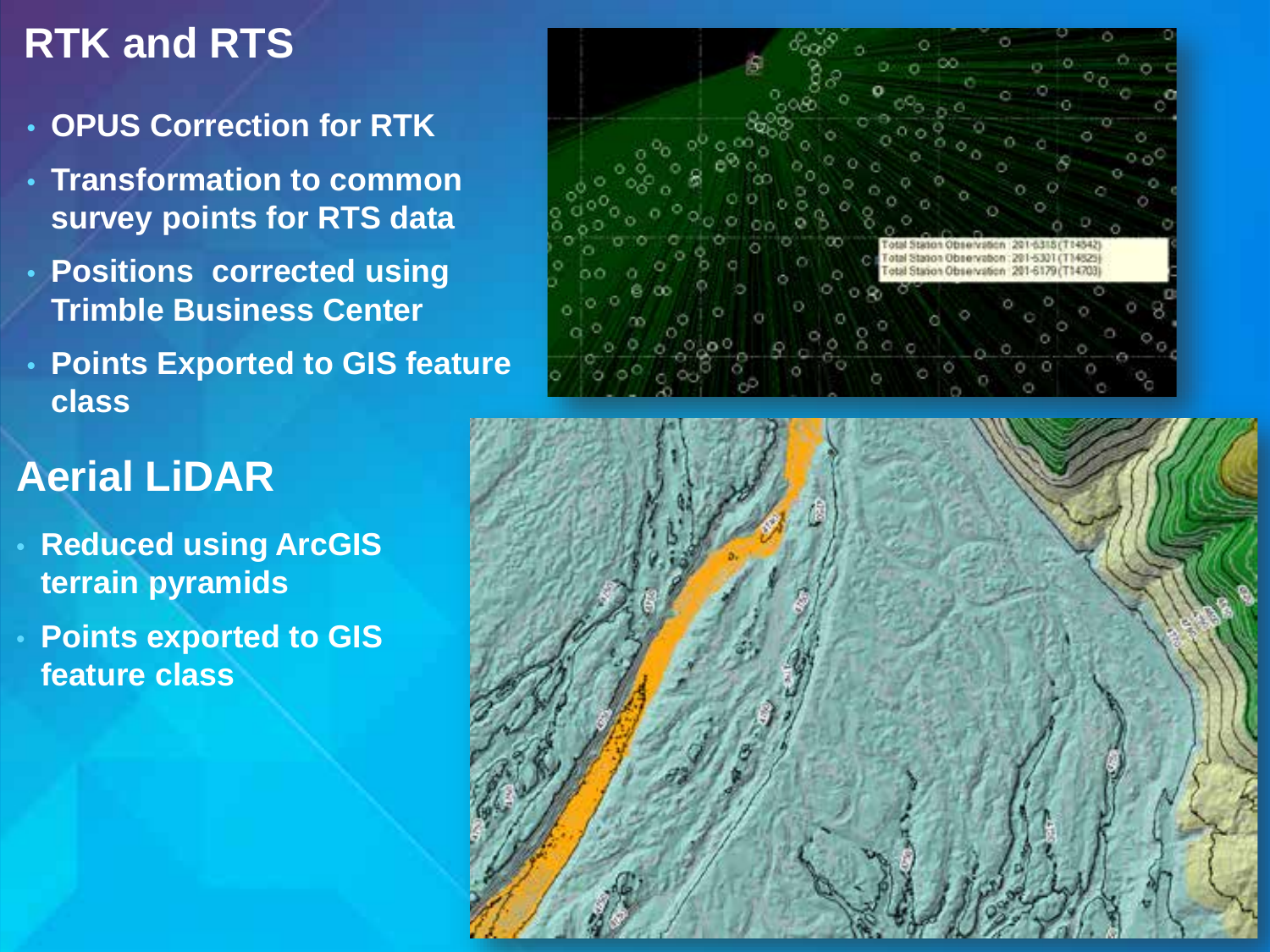# RTK and RTS

- OPUS Correction for RTK
- Transformation to common survey points for RTS data
- Positions corrected using Trimble Business Center
- Points Exported to GIS feature class

# Aerial LiDAR

- Reduced using ArcGIS terrain pyramids
- Points exported to GIS feature class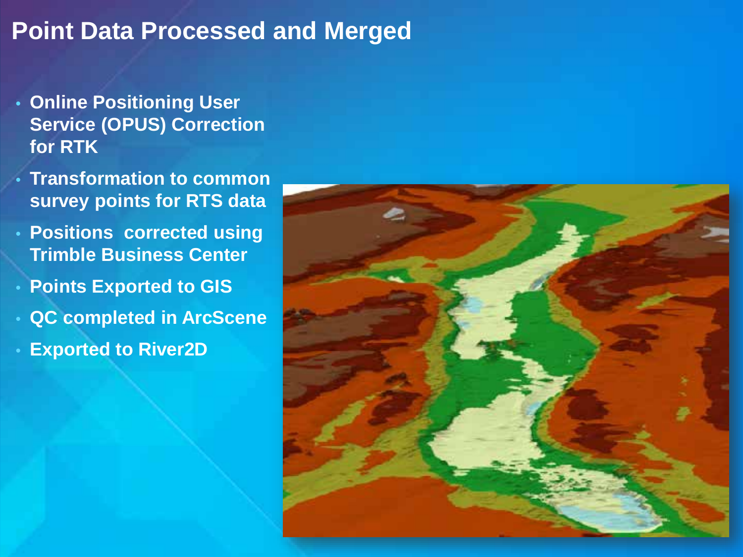# Point Data Processed and Merged

- Online Positioning User Service (OPUS) Correction for RTK
- Transformation to common survey points for RTS data
- Positions corrected using Trimble Business Center
- Points Exported to GIS
- QC completed in ArcScene
- Exported to River2D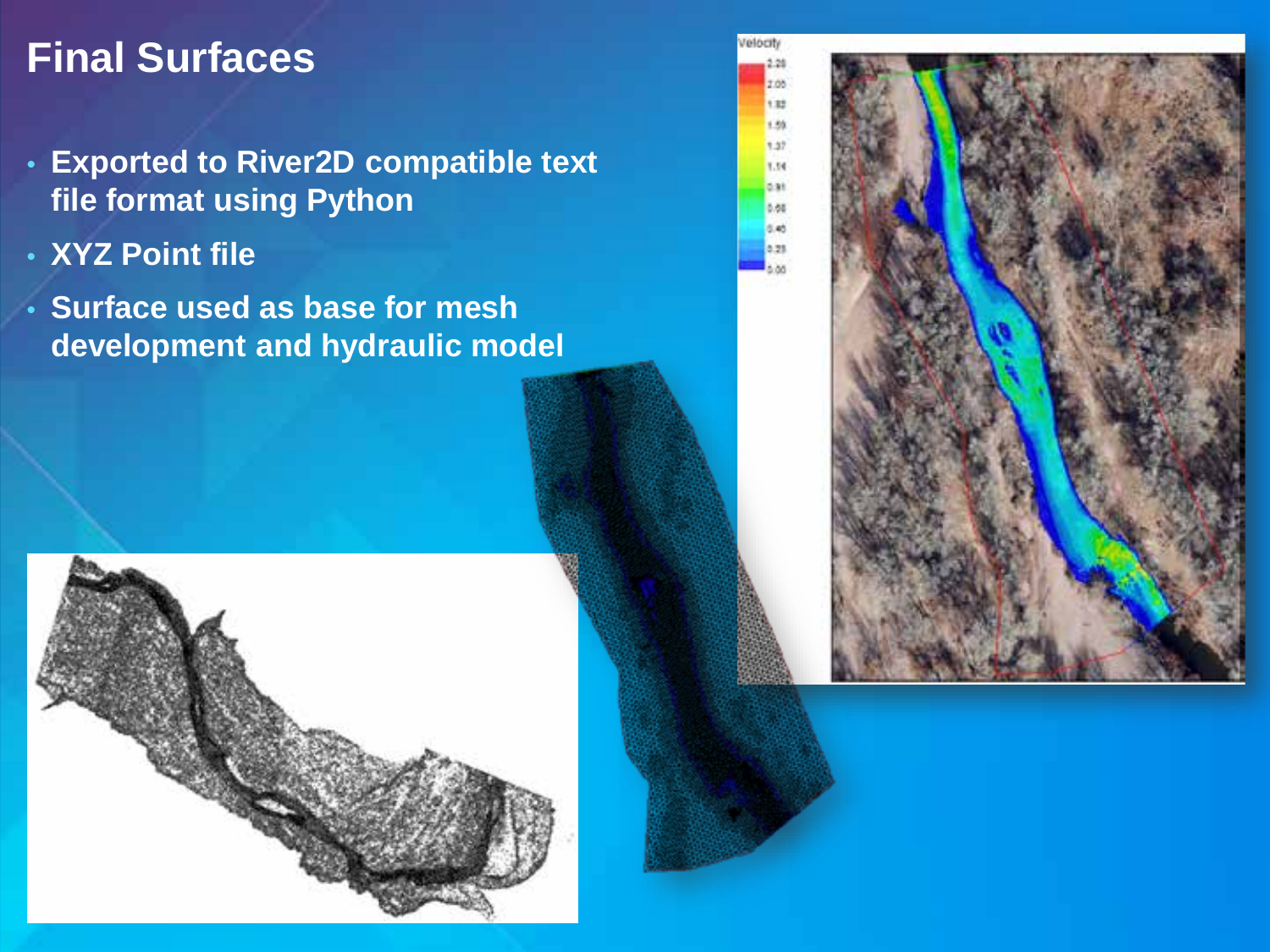# Final Surfaces

- Exported to River2D compatible text file format using Python
- XYZ Point file
- Surface used as base for mesh development and hydraulic model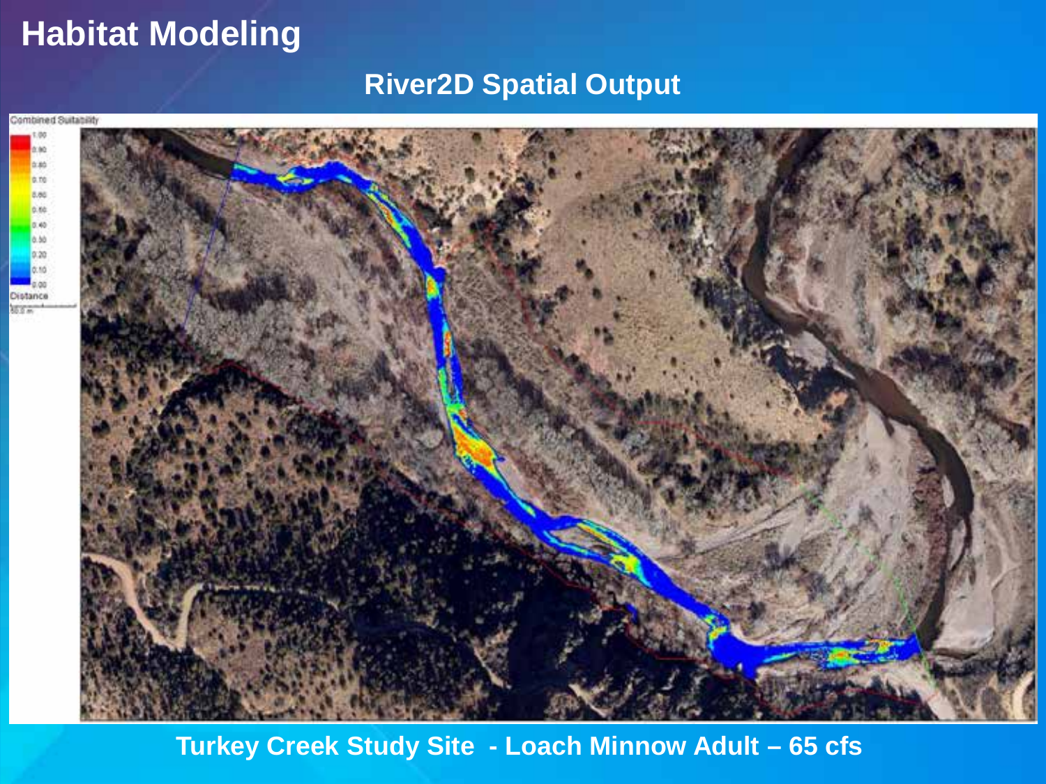# Habitat Modeling

## River2D Spatial Output

Combined Suitability

1.00
0.90
0.80
0.70
0.60
0.50
0.40
0.30
0.20
0.10
0.00

Distance

50.0 m

**Turkey Creek Study Site - Loach Minnow Adult – 65 cfs**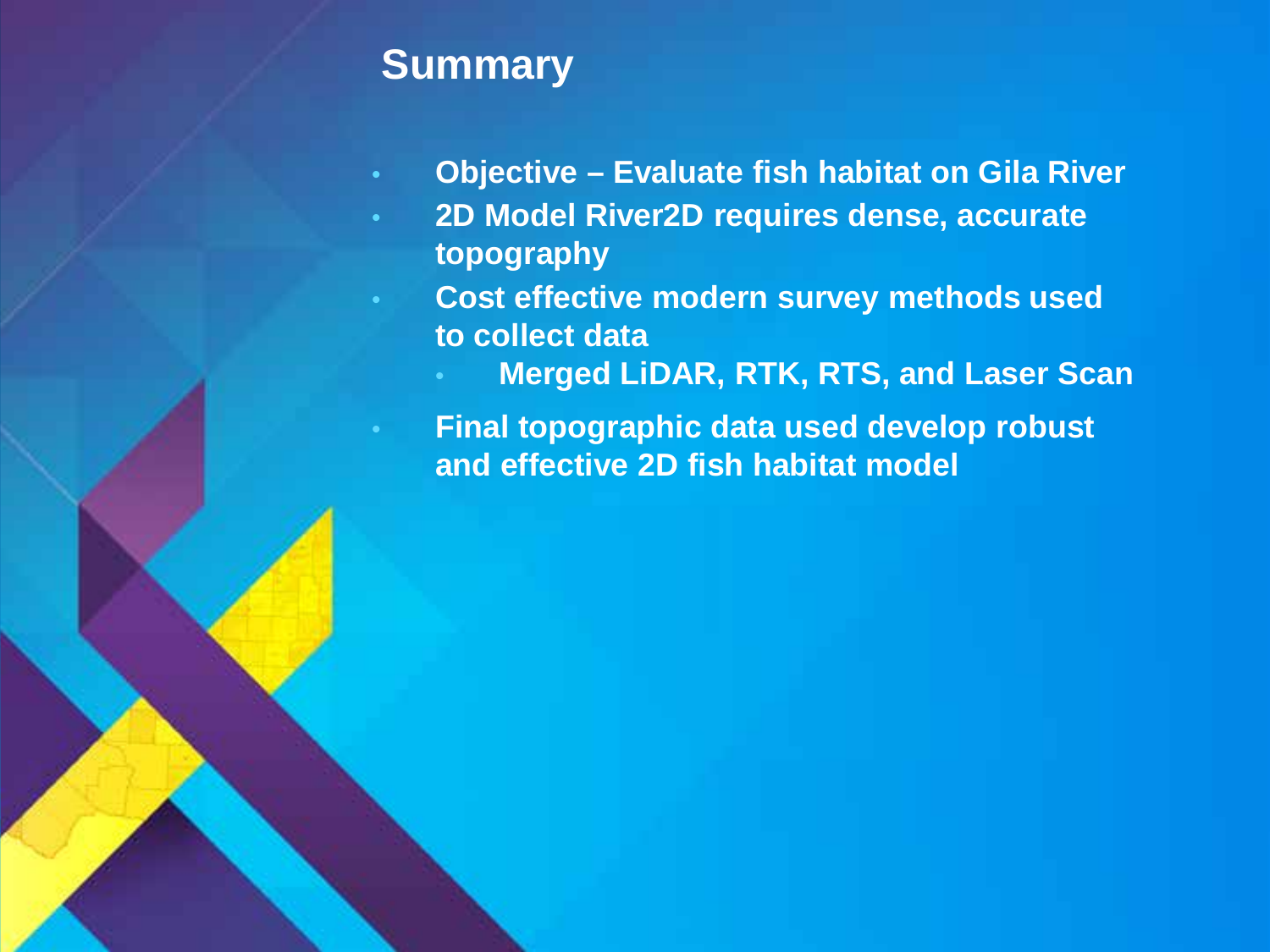# Summary

- **Objective – Evaluate fish habitat on Gila River**
- **2D Model River2D requires dense, accurate topography**
- **Cost effective modern survey methods used to collect data**
  - **Merged LiDAR, RTK, RTS, and Laser Scan**
- **Final topographic data used develop robust and effective 2D fish habitat model**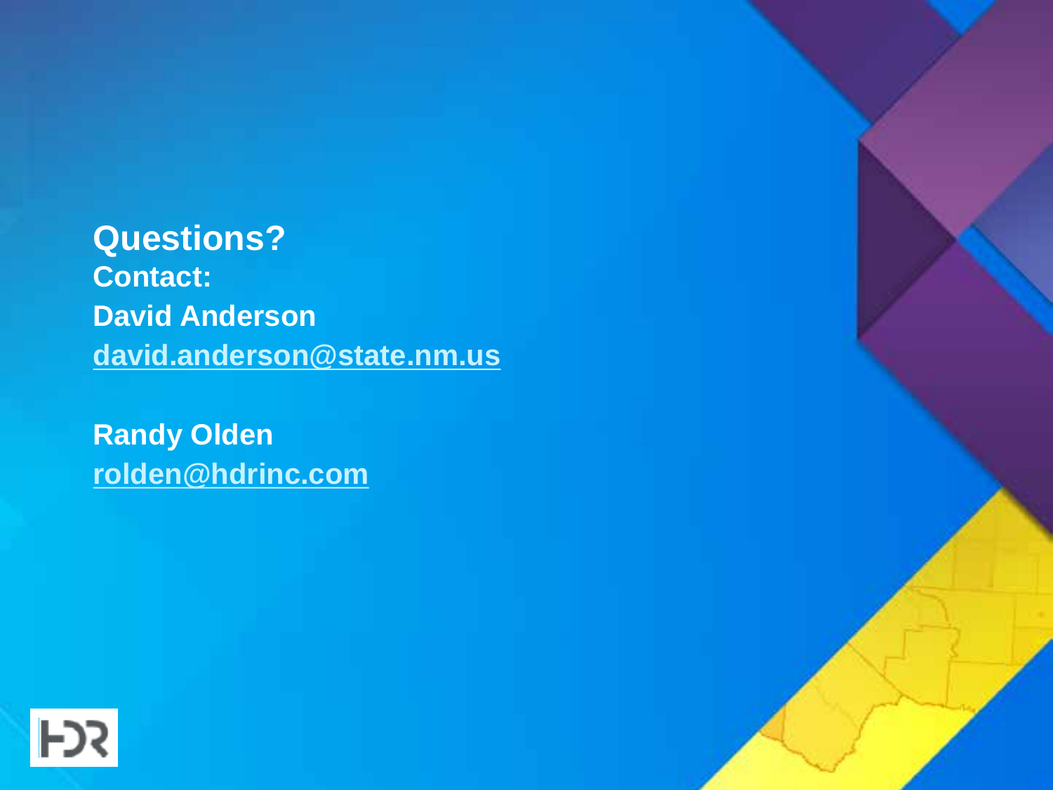## Questions?

**Contact:**

**David Anderson**
**david.anderson@state.nm.us**

**Randy Olden**
**rolden@hdrinc.com**